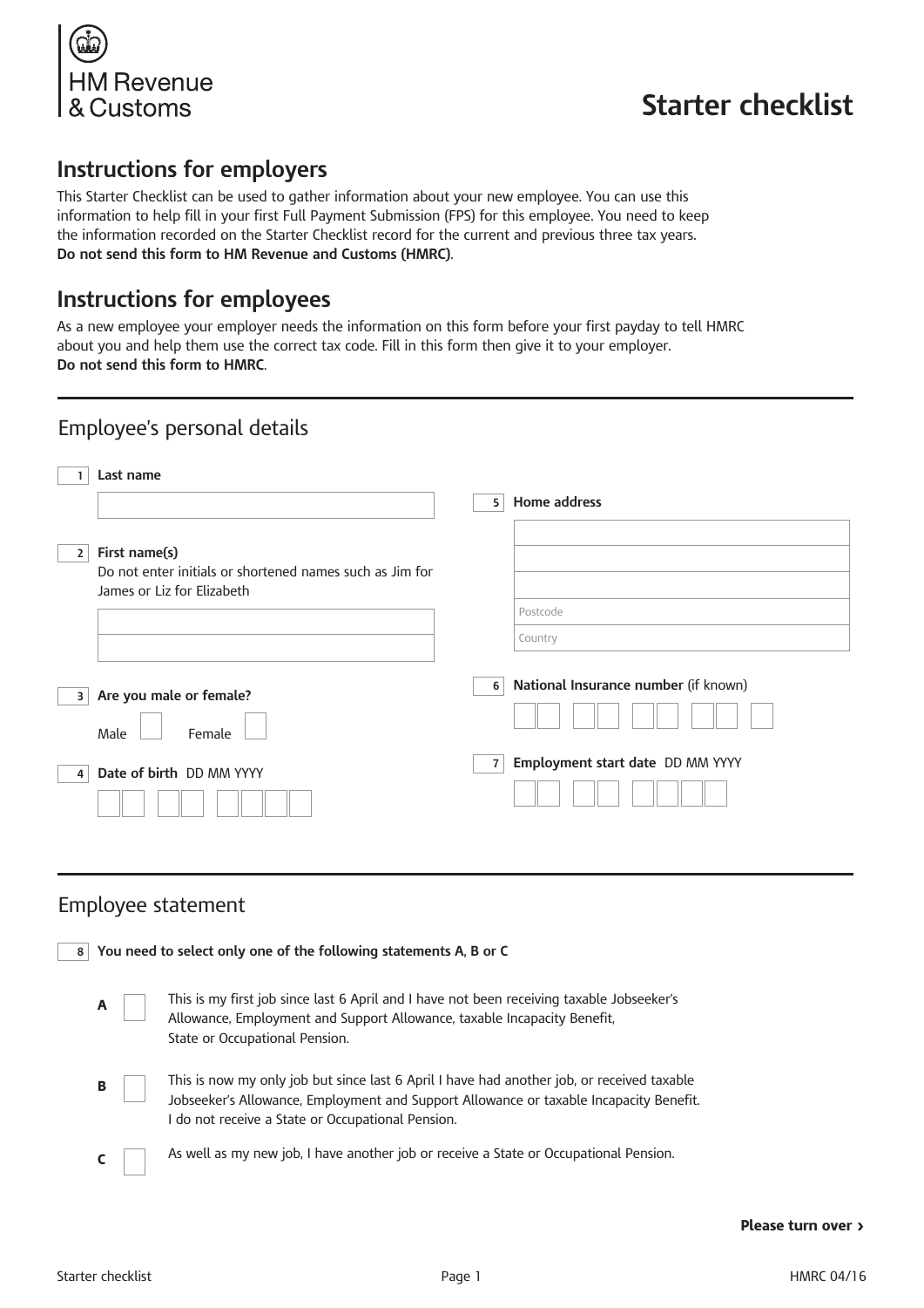HM Revenue & Customs

# Starter checklist

## Instructions for employers

This Starter Checklist can be used to gather information about your new employee. You can use this information to help fill in your first Full Payment Submission (FPS) for this employee. You need to keep the information recorded on the Starter Checklist record for the current and previous three tax years. **Do not send this form to HM Revenue and Customs (HMRC)**.

## Instructions for employees

As a new employee your employer needs the information on this form before your first payday to tell HMRC about you and help them use the correct tax code. Fill in this form then give it to your employer. **Do not send this form to HMRC**.

## Employee's personal details

**1 Last name**

**2 First name(s)**
Do not enter initials or shortened names such as Jim for James or Liz for Elizabeth

**3 Are you male or female?**

Male ☐ Female ☐

**4 Date of birth** DD MM YYYY

**5 Home address**

Postcode

Country

**6 National Insurance number** (if known)

**7 Employment start date** DD MM YYYY

## Employee statement

**8 You need to select only one of the following statements A, B or C**

**A** ☐ This is my first job since last 6 April and I have not been receiving taxable Jobseeker's Allowance, Employment and Support Allowance, taxable Incapacity Benefit, State or Occupational Pension.

**B** ☐ This is now my only job but since last 6 April I have had another job, or received taxable Jobseeker's Allowance, Employment and Support Allowance or taxable Incapacity Benefit. I do not receive a State or Occupational Pension.

**C** ☐ As well as my new job, I have another job or receive a State or Occupational Pension.

**Please turn over ›**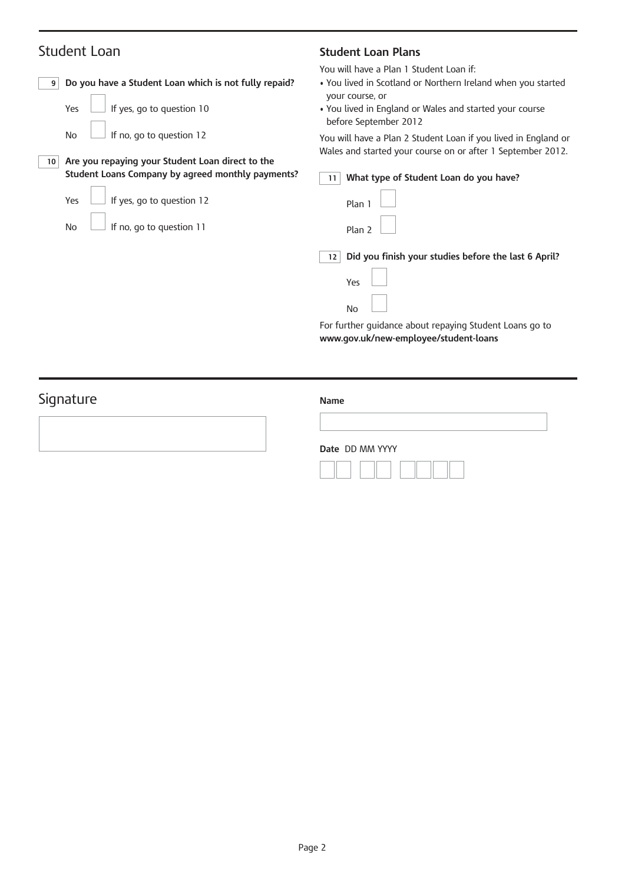## Student Loan

**9** **Do you have a Student Loan which is not fully repaid?**

Yes ☐ If yes, go to question 10

No ☐ If no, go to question 12

**10** **Are you repaying your Student Loan direct to the Student Loans Company by agreed monthly payments?**

Yes ☐ If yes, go to question 12

No ☐ If no, go to question 11

### Student Loan Plans

You will have a Plan 1 Student Loan if:

- You lived in Scotland or Northern Ireland when you started your course, or
- You lived in England or Wales and started your course before September 2012

You will have a Plan 2 Student Loan if you lived in England or Wales and started your course on or after 1 September 2012.

**11** **What type of Student Loan do you have?**

Plan 1 ☐

Plan 2 ☐

**12** **Did you finish your studies before the last 6 April?**

Yes ☐

No ☐

For further guidance about repaying Student Loans go to **www.gov.uk/new-employee/student-loans**

## Signature

**Name**

**Date** DD MM YYYY